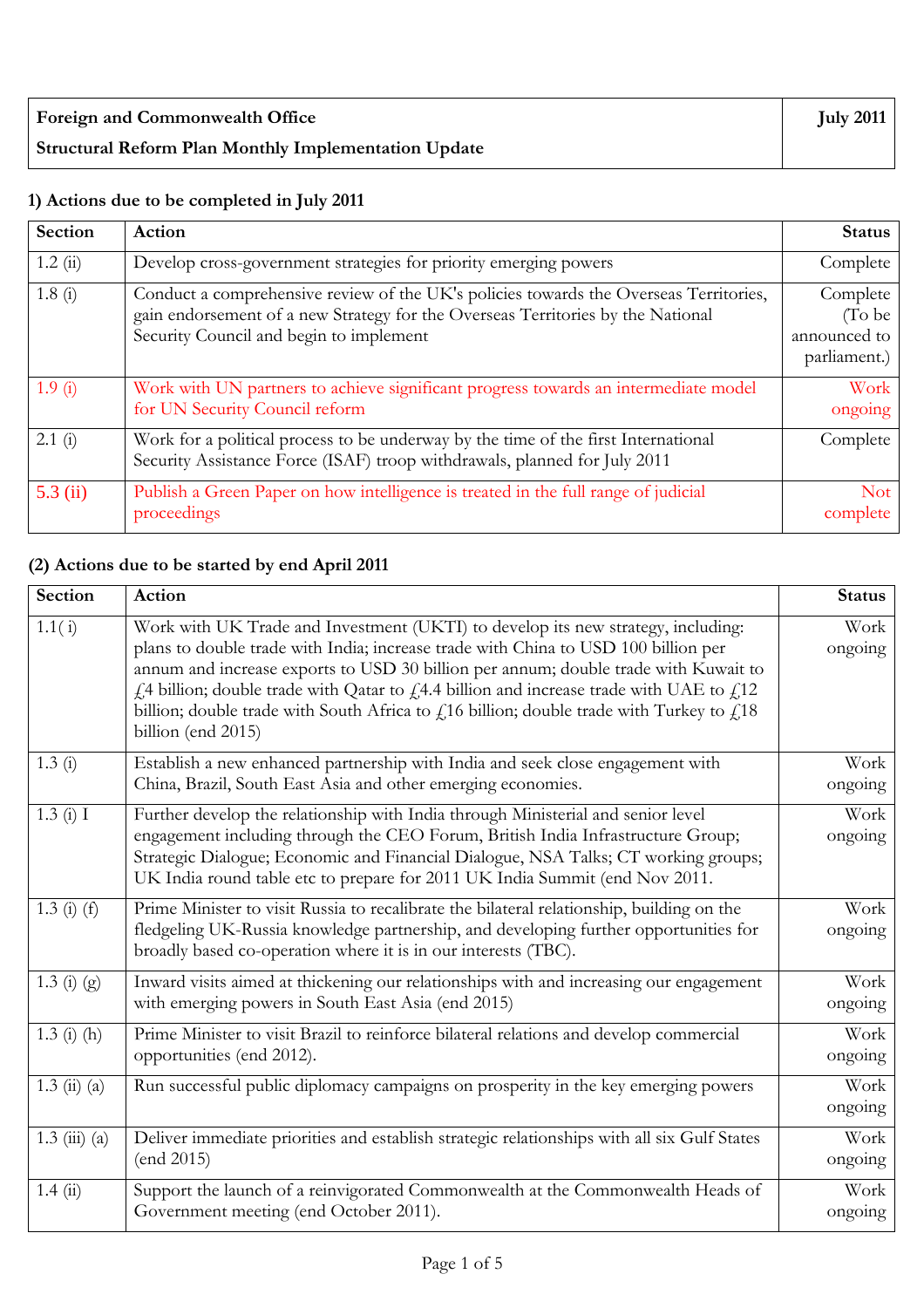| **Foreign and Commonwealth Office** | **July 2011** |
|---|---|
| **Structural Reform Plan Monthly Implementation Update** | |

**1) Actions due to be completed in July 2011**

| Section | Action | Status |
|---|---|---|
| 1.2 (ii) | Develop cross-government strategies for priority emerging powers | Complete |
| 1.8 (i) | Conduct a comprehensive review of the UK's policies towards the Overseas Territories, gain endorsement of a new Strategy for the Overseas Territories by the National Security Council and begin to implement | Complete (To be announced to parliament.) |
| 1.9 (i) | Work with UN partners to achieve significant progress towards an intermediate model for UN Security Council reform | Work ongoing |
| 2.1 (i) | Work for a political process to be underway by the time of the first International Security Assistance Force (ISAF) troop withdrawals, planned for July 2011 | Complete |
| 5.3 (ii) | Publish a Green Paper on how intelligence is treated in the full range of judicial proceedings | Not complete |

**(2) Actions due to be started by end April 2011**

| Section | Action | Status |
|---|---|---|
| 1.1( i) | Work with UK Trade and Investment (UKTI) to develop its new strategy, including: plans to double trade with India; increase trade with China to USD 100 billion per annum and increase exports to USD 30 billion per annum; double trade with Kuwait to £4 billion; double trade with Qatar to £4.4 billion and increase trade with UAE to £12 billion; double trade with South Africa to £16 billion; double trade with Turkey to £18 billion (end 2015) | Work ongoing |
| 1.3 (i) | Establish a new enhanced partnership with India and seek close engagement with China, Brazil, South East Asia and other emerging economies. | Work ongoing |
| 1.3 (i) I | Further develop the relationship with India through Ministerial and senior level engagement including through the CEO Forum, British India Infrastructure Group; Strategic Dialogue; Economic and Financial Dialogue, NSA Talks; CT working groups; UK India round table etc to prepare for 2011 UK India Summit (end Nov 2011. | Work ongoing |
| 1.3 (i) (f) | Prime Minister to visit Russia to recalibrate the bilateral relationship, building on the fledgeling UK-Russia knowledge partnership, and developing further opportunities for broadly based co-operation where it is in our interests (TBC). | Work ongoing |
| 1.3 (i) (g) | Inward visits aimed at thickening our relationships with and increasing our engagement with emerging powers in South East Asia (end 2015) | Work ongoing |
| 1.3 (i) (h) | Prime Minister to visit Brazil to reinforce bilateral relations and develop commercial opportunities (end 2012). | Work ongoing |
| 1.3 (ii) (a) | Run successful public diplomacy campaigns on prosperity in the key emerging powers | Work ongoing |
| 1.3 (iii) (a) | Deliver immediate priorities and establish strategic relationships with all six Gulf States (end 2015) | Work ongoing |
| 1.4 (ii) | Support the launch of a reinvigorated Commonwealth at the Commonwealth Heads of Government meeting (end October 2011). | Work ongoing |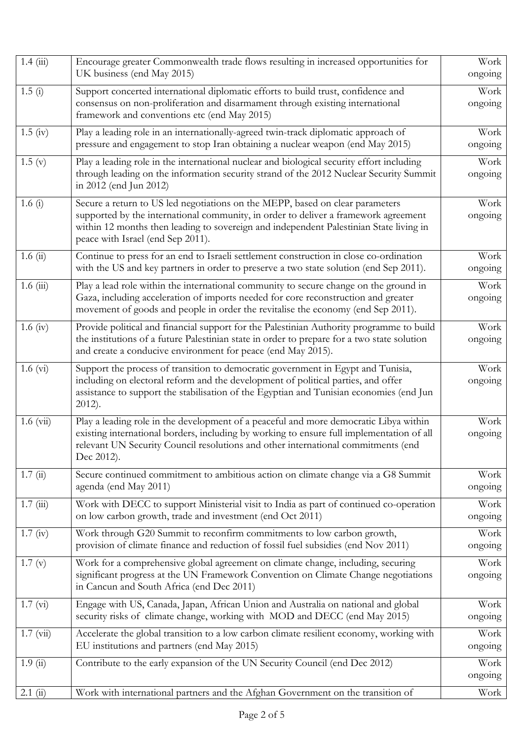| | | |
|---|---|---|
| 1.4 (iii) | Encourage greater Commonwealth trade flows resulting in increased opportunities for UK business (end May 2015) | Work ongoing |
| 1.5 (i) | Support concerted international diplomatic efforts to build trust, confidence and consensus on non-proliferation and disarmament through existing international framework and conventions etc (end May 2015) | Work ongoing |
| 1.5 (iv) | Play a leading role in an internationally-agreed twin-track diplomatic approach of pressure and engagement to stop Iran obtaining a nuclear weapon (end May 2015) | Work ongoing |
| 1.5 (v) | Play a leading role in the international nuclear and biological security effort including through leading on the information security strand of the 2012 Nuclear Security Summit in 2012 (end Jun 2012) | Work ongoing |
| 1.6 (i) | Secure a return to US led negotiations on the MEPP, based on clear parameters supported by the international community, in order to deliver a framework agreement within 12 months then leading to sovereign and independent Palestinian State living in peace with Israel (end Sep 2011). | Work ongoing |
| 1.6 (ii) | Continue to press for an end to Israeli settlement construction in close co-ordination with the US and key partners in order to preserve a two state solution (end Sep 2011). | Work ongoing |
| 1.6 (iii) | Play a lead role within the international community to secure change on the ground in Gaza, including acceleration of imports needed for core reconstruction and greater movement of goods and people in order the revitalise the economy (end Sep 2011). | Work ongoing |
| 1.6 (iv) | Provide political and financial support for the Palestinian Authority programme to build the institutions of a future Palestinian state in order to prepare for a two state solution and create a conducive environment for peace (end May 2015). | Work ongoing |
| 1.6 (vi) | Support the process of transition to democratic government in Egypt and Tunisia, including on electoral reform and the development of political parties, and offer assistance to support the stabilisation of the Egyptian and Tunisian economies (end Jun 2012). | Work ongoing |
| 1.6 (vii) | Play a leading role in the development of a peaceful and more democratic Libya within existing international borders, including by working to ensure full implementation of all relevant UN Security Council resolutions and other international commitments (end Dec 2012). | Work ongoing |
| 1.7 (ii) | Secure continued commitment to ambitious action on climate change via a G8 Summit agenda (end May 2011) | Work ongoing |
| 1.7 (iii) | Work with DECC to support Ministerial visit to India as part of continued co-operation on low carbon growth, trade and investment (end Oct 2011) | Work ongoing |
| 1.7 (iv) | Work through G20 Summit to reconfirm commitments to low carbon growth, provision of climate finance and reduction of fossil fuel subsidies (end Nov 2011) | Work ongoing |
| 1.7 (v) | Work for a comprehensive global agreement on climate change, including, securing significant progress at the UN Framework Convention on Climate Change negotiations in Cancun and South Africa (end Dec 2011) | Work ongoing |
| 1.7 (vi) | Engage with US, Canada, Japan, African Union and Australia on national and global security risks of climate change, working with MOD and DECC (end May 2015) | Work ongoing |
| 1.7 (vii) | Accelerate the global transition to a low carbon climate resilient economy, working with EU institutions and partners (end May 2015) | Work ongoing |
| 1.9 (ii) | Contribute to the early expansion of the UN Security Council (end Dec 2012) | Work ongoing |
| 2.1 (ii) | Work with international partners and the Afghan Government on the transition of | Work |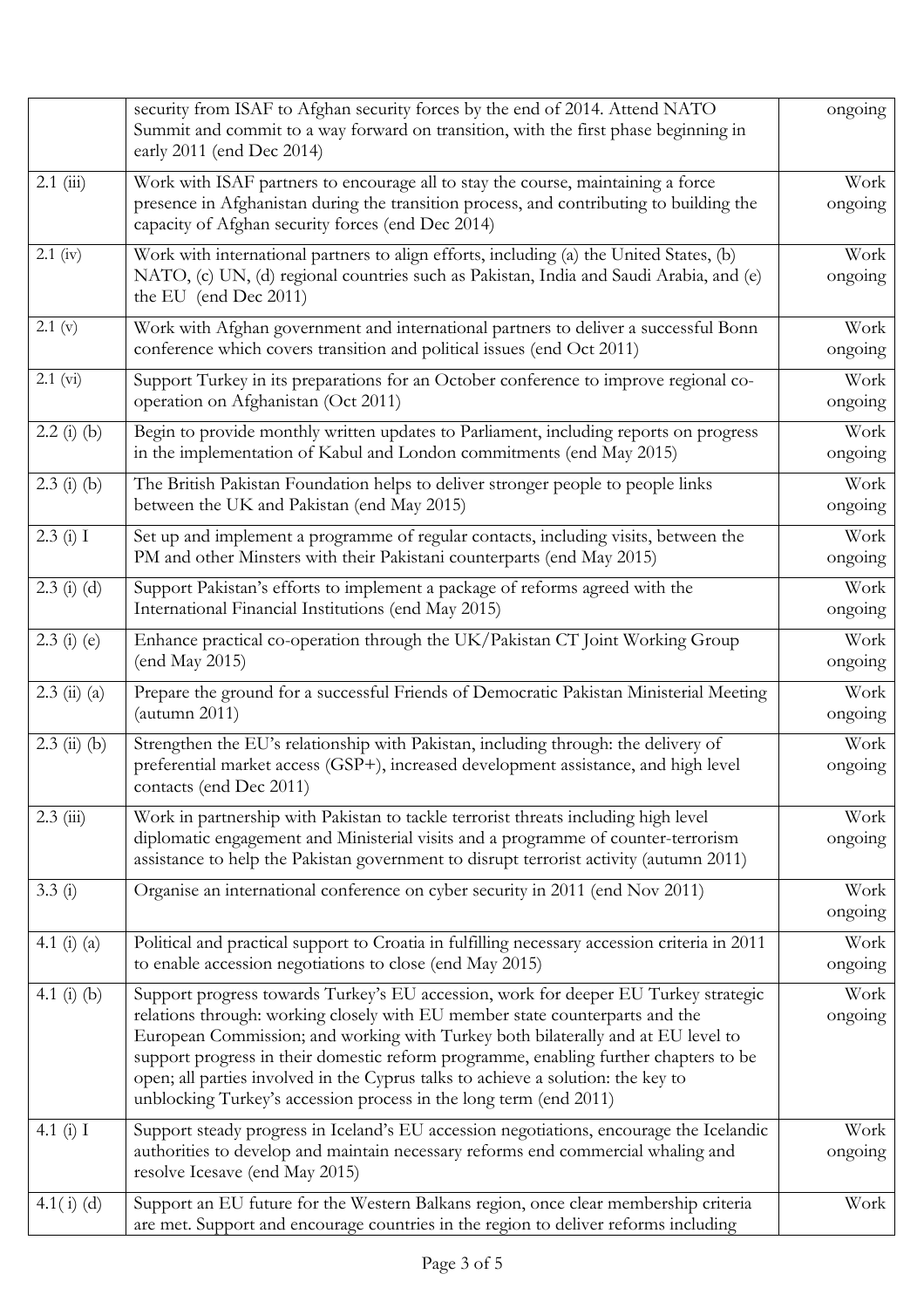| | | |
|---|---|---|
| | security from ISAF to Afghan security forces by the end of 2014. Attend NATO Summit and commit to a way forward on transition, with the first phase beginning in early 2011 (end Dec 2014) | ongoing |
| 2.1 (iii) | Work with ISAF partners to encourage all to stay the course, maintaining a force presence in Afghanistan during the transition process, and contributing to building the capacity of Afghan security forces (end Dec 2014) | Work ongoing |
| 2.1 (iv) | Work with international partners to align efforts, including (a) the United States, (b) NATO, (c) UN, (d) regional countries such as Pakistan, India and Saudi Arabia, and (e) the EU (end Dec 2011) | Work ongoing |
| 2.1 (v) | Work with Afghan government and international partners to deliver a successful Bonn conference which covers transition and political issues (end Oct 2011) | Work ongoing |
| 2.1 (vi) | Support Turkey in its preparations for an October conference to improve regional co-operation on Afghanistan (Oct 2011) | Work ongoing |
| 2.2 (i) (b) | Begin to provide monthly written updates to Parliament, including reports on progress in the implementation of Kabul and London commitments (end May 2015) | Work ongoing |
| 2.3 (i) (b) | The British Pakistan Foundation helps to deliver stronger people to people links between the UK and Pakistan (end May 2015) | Work ongoing |
| 2.3 (i) I | Set up and implement a programme of regular contacts, including visits, between the PM and other Minsters with their Pakistani counterparts (end May 2015) | Work ongoing |
| 2.3 (i) (d) | Support Pakistan's efforts to implement a package of reforms agreed with the International Financial Institutions (end May 2015) | Work ongoing |
| 2.3 (i) (e) | Enhance practical co-operation through the UK/Pakistan CT Joint Working Group (end May 2015) | Work ongoing |
| 2.3 (ii) (a) | Prepare the ground for a successful Friends of Democratic Pakistan Ministerial Meeting (autumn 2011) | Work ongoing |
| 2.3 (ii) (b) | Strengthen the EU's relationship with Pakistan, including through: the delivery of preferential market access (GSP+), increased development assistance, and high level contacts (end Dec 2011) | Work ongoing |
| 2.3 (iii) | Work in partnership with Pakistan to tackle terrorist threats including high level diplomatic engagement and Ministerial visits and a programme of counter-terrorism assistance to help the Pakistan government to disrupt terrorist activity (autumn 2011) | Work ongoing |
| 3.3 (i) | Organise an international conference on cyber security in 2011 (end Nov 2011) | Work ongoing |
| 4.1 (i) (a) | Political and practical support to Croatia in fulfilling necessary accession criteria in 2011 to enable accession negotiations to close (end May 2015) | Work ongoing |
| 4.1 (i) (b) | Support progress towards Turkey's EU accession, work for deeper EU Turkey strategic relations through: working closely with EU member state counterparts and the European Commission; and working with Turkey both bilaterally and at EU level to support progress in their domestic reform programme, enabling further chapters to be open; all parties involved in the Cyprus talks to achieve a solution: the key to unblocking Turkey's accession process in the long term (end 2011) | Work ongoing |
| 4.1 (i) I | Support steady progress in Iceland's EU accession negotiations, encourage the Icelandic authorities to develop and maintain necessary reforms end commercial whaling and resolve Icesave (end May 2015) | Work ongoing |
| 4.1( i) (d) | Support an EU future for the Western Balkans region, once clear membership criteria are met. Support and encourage countries in the region to deliver reforms including | Work |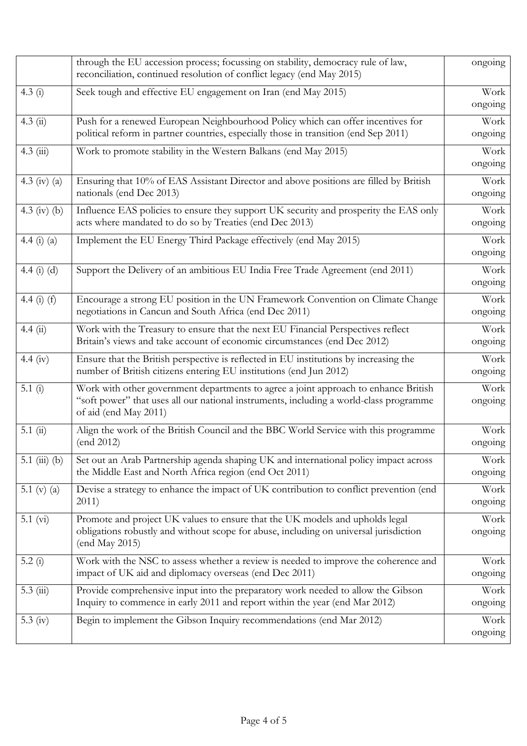| | | |
|---|---|---|
| | through the EU accession process; focussing on stability, democracy rule of law, reconciliation, continued resolution of conflict legacy (end May 2015) | ongoing |
| 4.3 (i) | Seek tough and effective EU engagement on Iran (end May 2015) | Work ongoing |
| 4.3 (ii) | Push for a renewed European Neighbourhood Policy which can offer incentives for political reform in partner countries, especially those in transition (end Sep 2011) | Work ongoing |
| 4.3 (iii) | Work to promote stability in the Western Balkans (end May 2015) | Work ongoing |
| 4.3 (iv) (a) | Ensuring that 10% of EAS Assistant Director and above positions are filled by British nationals (end Dec 2013) | Work ongoing |
| 4.3 (iv) (b) | Influence EAS policies to ensure they support UK security and prosperity the EAS only acts where mandated to do so by Treaties (end Dec 2013) | Work ongoing |
| 4.4 (i) (a) | Implement the EU Energy Third Package effectively (end May 2015) | Work ongoing |
| 4.4 (i) (d) | Support the Delivery of an ambitious EU India Free Trade Agreement (end 2011) | Work ongoing |
| 4.4 (i) (f) | Encourage a strong EU position in the UN Framework Convention on Climate Change negotiations in Cancun and South Africa (end Dec 2011) | Work ongoing |
| 4.4 (ii) | Work with the Treasury to ensure that the next EU Financial Perspectives reflect Britain's views and take account of economic circumstances (end Dec 2012) | Work ongoing |
| 4.4 (iv) | Ensure that the British perspective is reflected in EU institutions by increasing the number of British citizens entering EU institutions (end Jun 2012) | Work ongoing |
| 5.1 (i) | Work with other government departments to agree a joint approach to enhance British "soft power" that uses all our national instruments, including a world-class programme of aid (end May 2011) | Work ongoing |
| 5.1 (ii) | Align the work of the British Council and the BBC World Service with this programme (end 2012) | Work ongoing |
| 5.1 (iii) (b) | Set out an Arab Partnership agenda shaping UK and international policy impact across the Middle East and North Africa region (end Oct 2011) | Work ongoing |
| 5.1 (v) (a) | Devise a strategy to enhance the impact of UK contribution to conflict prevention (end 2011) | Work ongoing |
| 5.1 (vi) | Promote and project UK values to ensure that the UK models and upholds legal obligations robustly and without scope for abuse, including on universal jurisdiction (end May 2015) | Work ongoing |
| 5.2 (i) | Work with the NSC to assess whether a review is needed to improve the coherence and impact of UK aid and diplomacy overseas (end Dec 2011) | Work ongoing |
| 5.3 (iii) | Provide comprehensive input into the preparatory work needed to allow the Gibson Inquiry to commence in early 2011 and report within the year (end Mar 2012) | Work ongoing |
| 5.3 (iv) | Begin to implement the Gibson Inquiry recommendations (end Mar 2012) | Work ongoing |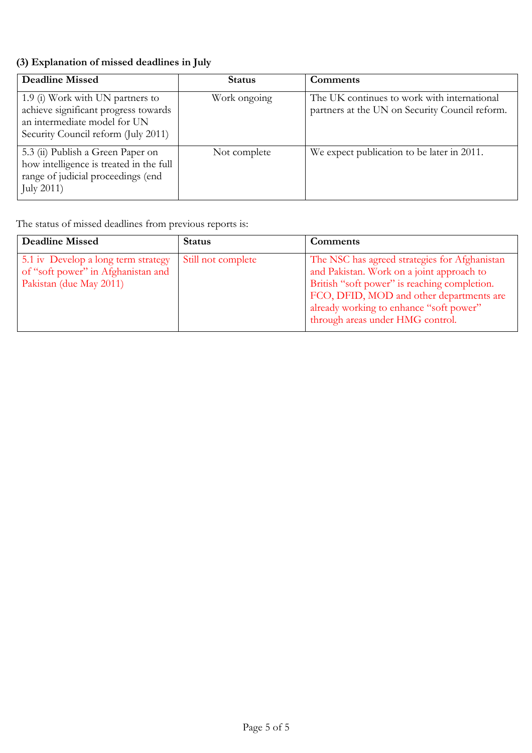### (3) Explanation of missed deadlines in July

| Deadline Missed | Status | Comments |
| --- | --- | --- |
| 1.9 (i) Work with UN partners to achieve significant progress towards an intermediate model for UN Security Council reform (July 2011) | Work ongoing | The UK continues to work with international partners at the UN on Security Council reform. |
| 5.3 (ii) Publish a Green Paper on how intelligence is treated in the full range of judicial proceedings (end July 2011) | Not complete | We expect publication to be later in 2011. |

The status of missed deadlines from previous reports is:

| Deadline Missed | Status | Comments |
| --- | --- | --- |
| 5.1 iv Develop a long term strategy of "soft power" in Afghanistan and Pakistan (due May 2011) | Still not complete | The NSC has agreed strategies for Afghanistan and Pakistan. Work on a joint approach to British "soft power" is reaching completion. FCO, DFID, MOD and other departments are already working to enhance "soft power" through areas under HMG control. |